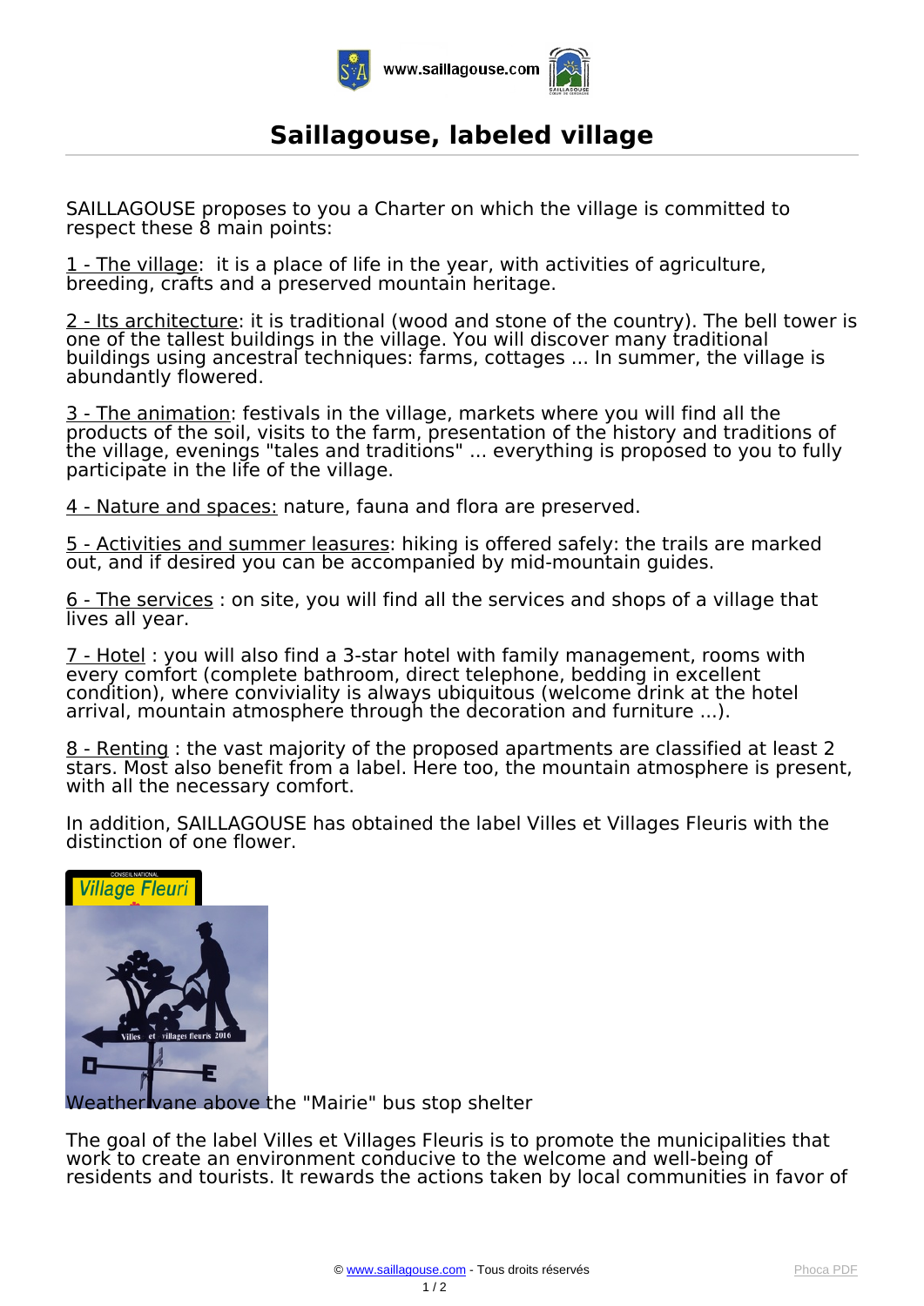# Saillagouse, labeled village

SAILLAGOUSE proposes to you a Charter on which the village is committed to respect these 8 main points:

1 - The village: it is a place of life in the year, with activities of agriculture, breeding, crafts and a preserved mountain heritage.

2 - Its architecture: it is traditional (wood and stone of the country). The bell tower is one of the tallest buildings in the village. You will discover many traditional buildings using ancestral techniques: farms, cottages ... In summer, the village is abundantly flowered.

3 - The animation: festivals in the village, markets where you will find all the products of the soil, visits to the farm, presentation of the history and traditions of the village, evenings "tales and traditions" ... everything is proposed to you to fully participate in the life of the village.

4 - Nature and spaces: nature, fauna and flora are preserved.

5 - Activities and summer leasures: hiking is offered safely: the trails are marked out, and if desired you can be accompanied by mid-mountain guides.

6 - The services : on site, you will find all the services and shops of a village that lives all year.

7 - Hotel : you will also find a 3-star hotel with family management, rooms with every comfort (complete bathroom, direct telephone, bedding in excellent condition), where conviviality is always ubiquitous (welcome drink at the hotel arrival, mountain atmosphere through the decoration and furniture ...).

8 - Renting : the vast majority of the proposed apartments are classified at least 2 stars. Most also benefit from a label. Here too, the mountain atmosphere is present, with all the necessary comfort.

In addition, SAILLAGOUSE has obtained the label Villes et Villages Fleuris with the distinction of one flower.

Weather vane above the "Mairie" bus stop shelter

The goal of the label Villes et Villages Fleuris is to promote the municipalities that work to create an environment conducive to the welcome and well-being of residents and tourists. It rewards the actions taken by local communities in favor of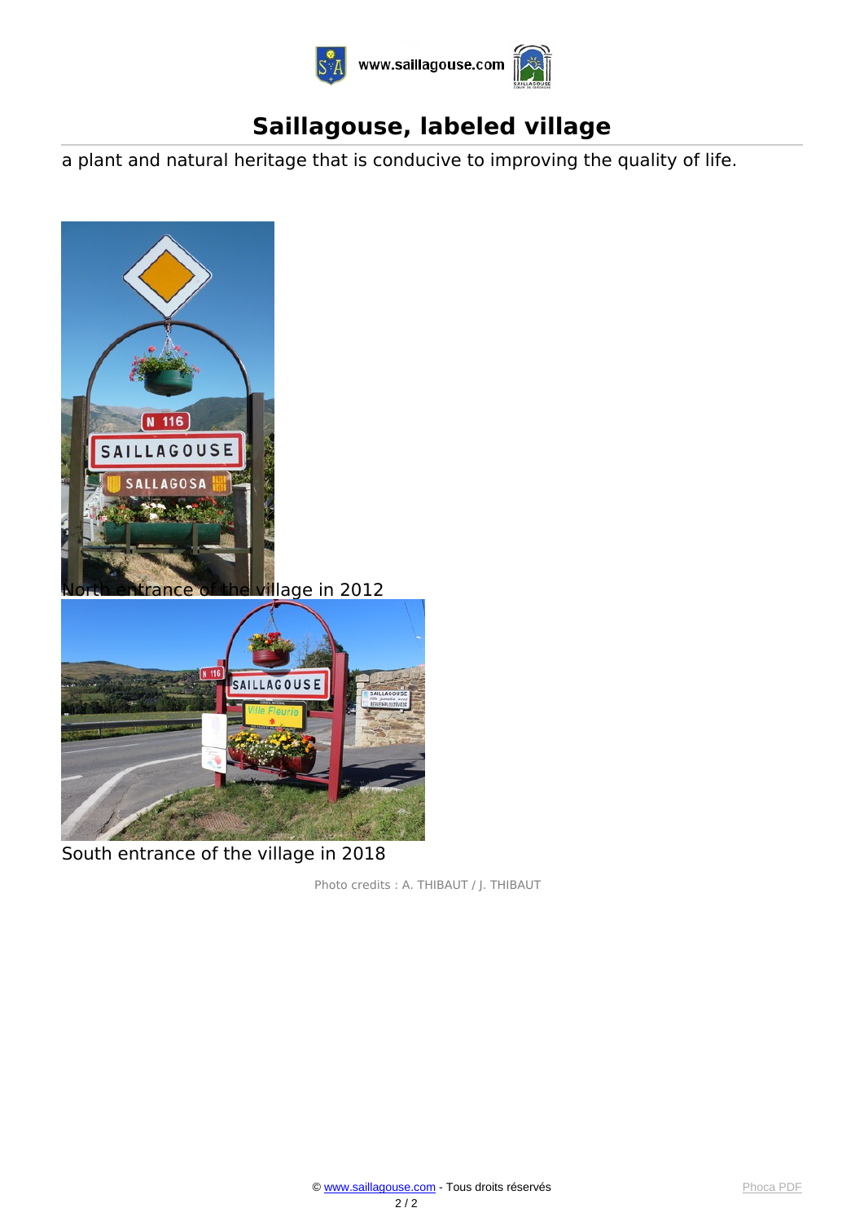# Saillagouse, labeled village

a plant and natural heritage that is conducive to improving the quality of life.

North entrance of the village in 2012

South entrance of the village in 2018

Photo credits : A. THIBAUT / J. THIBAUT